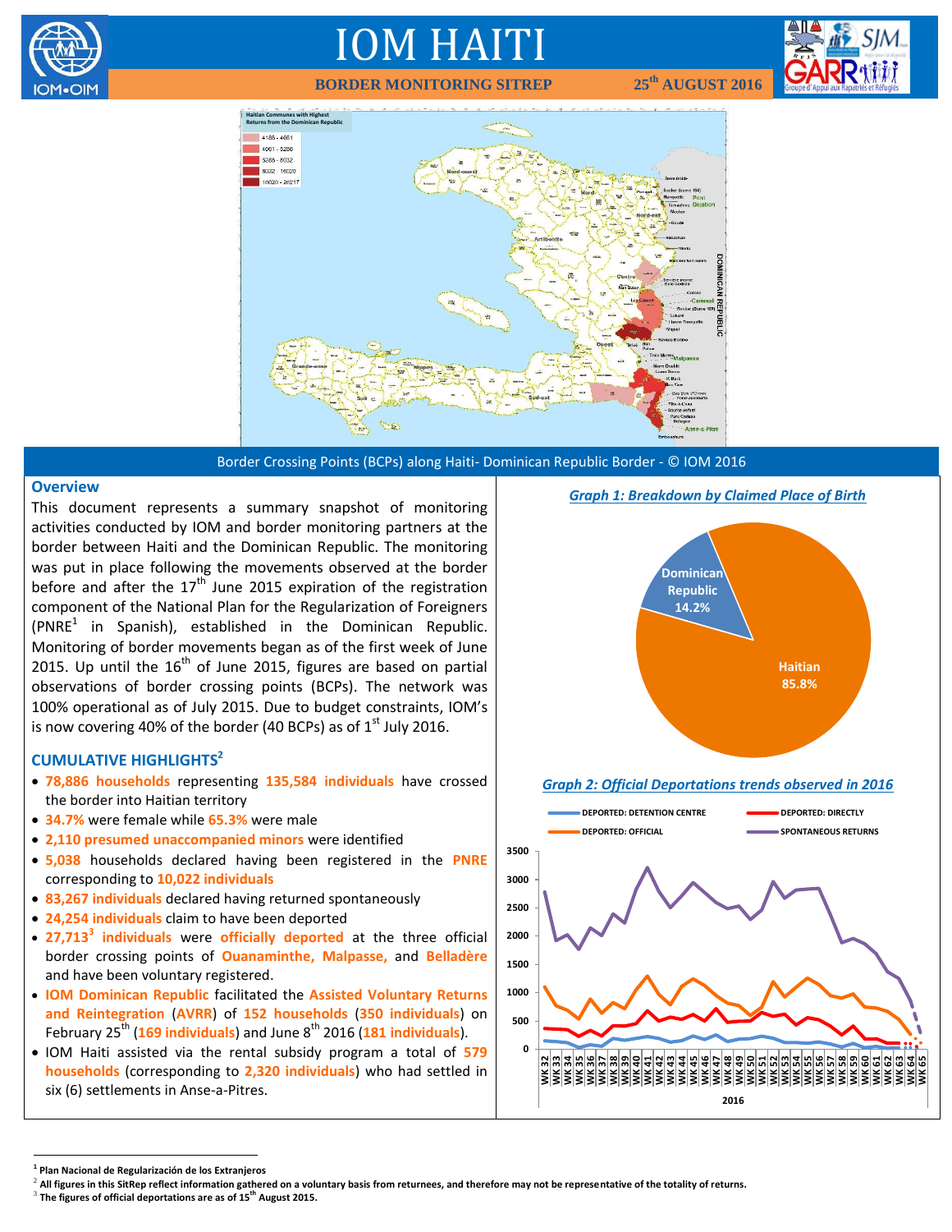# IOM HAITI

**BORDER MONITORING SITREP** **25th AUGUST 2016**

Border Crossing Points (BCPs) along Haiti- Dominican Republic Border - © IOM 2016

## Overview

This document represents a summary snapshot of monitoring activities conducted by IOM and border monitoring partners at the border between Haiti and the Dominican Republic. The monitoring was put in place following the movements observed at the border before and after the 17th June 2015 expiration of the registration component of the National Plan for the Regularization of Foreigners (PNRE[1] in Spanish), established in the Dominican Republic. Monitoring of border movements began as of the first week of June 2015. Up until the 16th of June 2015, figures are based on partial observations of border crossing points (BCPs). The network was 100% operational as of July 2015. Due to budget constraints, IOM's is now covering 40% of the border (40 BCPs) as of 1st July 2016.

## CUMULATIVE HIGHLIGHTS[2]

- **78,886 households** representing **135,584 individuals** have crossed the border into Haitian territory
- **34.7%** were female while **65.3%** were male
- **2,110 presumed unaccompanied minors** were identified
- **5,038** households declared having been registered in the **PNRE** corresponding to **10,022 individuals**
- **83,267 individuals** declared having returned spontaneously
- **24,254 individuals** claim to have been deported
- **27,713[3] individuals** were **officially deported** at the three official border crossing points of **Ouanaminthe, Malpasse,** and **Belladère** and have been voluntary registered.
- **IOM Dominican Republic** facilitated the **Assisted Voluntary Returns and Reintegration** (**AVRR**) of **152 households** (**350 individuals**) on February 25th (**169 individuals**) and June 8th 2016 (**181 individuals**).
- IOM Haiti assisted via the rental subsidy program a total of **579 households** (corresponding to **2,320 individuals**) who had settled in six (6) settlements in Anse-a-Pitres.

*Graph 1: Breakdown by Claimed Place of Birth*

| Place of Birth | Share |
|---|---|
| Haitian | 85.8% |
| Dominican Republic | 14.2% |

*Graph 2: Official Deportations trends observed in 2016*

Series: DEPORTED: DETENTION CENTRE; DEPORTED: DIRECTLY; DEPORTED: OFFICIAL; SPONTANEOUS RETURNS. X-axis: WK 32 – WK 65, 2016. Y-axis: 0 – 3500.

---

[1] Plan Nacional de Regularización de los Extranjeros

[2] All figures in this SitRep reflect information gathered on a voluntary basis from returnees, and therefore may not be representative of the totality of returns.

[3] The figures of official deportations are as of 15th August 2015.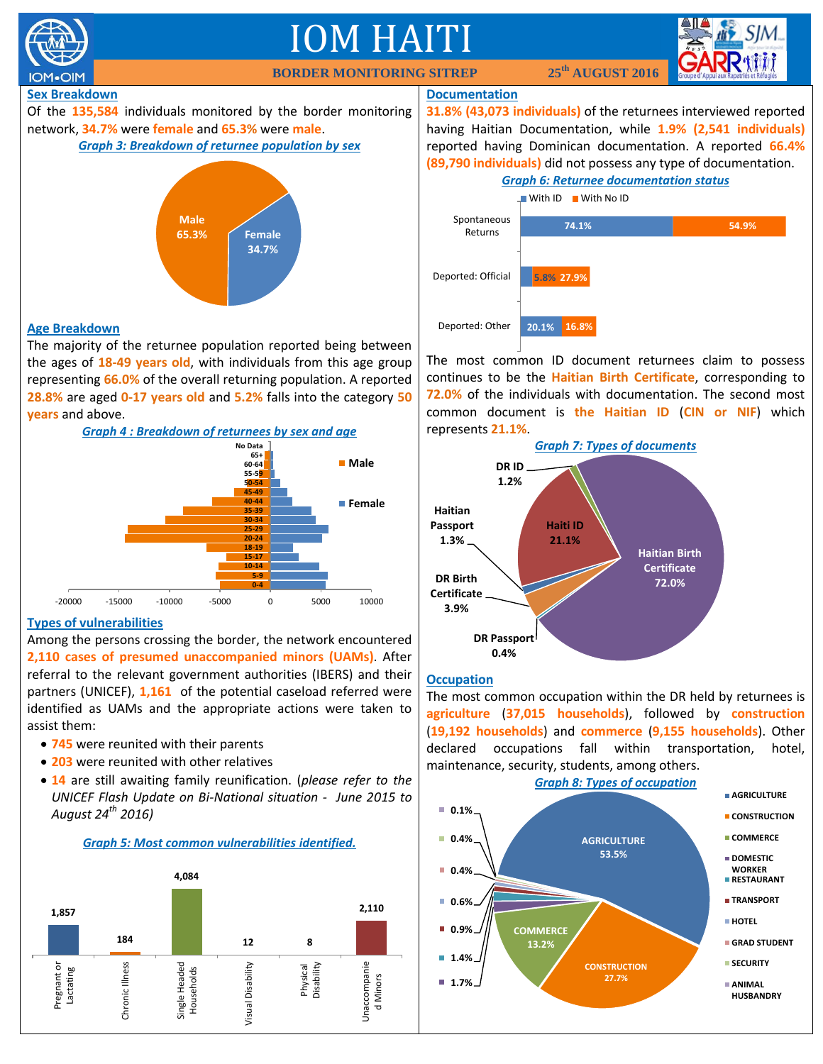# IOM HAITI

**BORDER MONITORING SITREP** 25th AUGUST 2016

## Sex Breakdown

Of the **135,584** individuals monitored by the border monitoring network, **34.7%** were **female** and **65.3%** were **male**.

*Graph 3: Breakdown of returnee population by sex*

| Sex | Share |
|---|---|
| Male | 65.3% |
| Female | 34.7% |

## Age Breakdown

The majority of the returnee population reported being between the ages of **18-49 years old**, with individuals from this age group representing **66.0%** of the overall returning population. A reported **28.8%** are aged **0-17 years old** and **5.2%** falls into the category **50 years** and above.

*Graph 4 : Breakdown of returnees by sex and age*

## Types of vulnerabilities

Among the persons crossing the border, the network encountered **2,110 cases of presumed unaccompanied minors (UAMs)**. After referral to the relevant government authorities (IBERS) and their partners (UNICEF), **1,161** of the potential caseload referred were identified as UAMs and the appropriate actions were taken to assist them:

- **745** were reunited with their parents
- **203** were reunited with other relatives
- **14** are still awaiting family reunification. (*please refer to the UNICEF Flash Update on Bi-National situation - June 2015 to August 24th 2016)*

*Graph 5: Most common vulnerabilities identified.*

| Vulnerability | Cases |
|---|---|
| Pregnant or Lactating | 1,857 |
| Chronic Illness | 184 |
| Single Headed Households | 4,084 |
| Visual Disability | 12 |
| Physical Disability | 8 |
| Unaccompanied Minors | 2,110 |

## Documentation

**31.8% (43,073 individuals)** of the returnees interviewed reported having Haitian Documentation, while **1.9% (2,541 individuals)** reported having Dominican documentation. A reported **66.4% (89,790 individuals)** did not possess any type of documentation.

*Graph 6: Returnee documentation status*

| | With ID | With No ID |
|---|---|---|
| Spontaneous Returns | 74.1% | 54.9% |
| Deported: Official | 5.8% | 27.9% |
| Deported: Other | 20.1% | 16.8% |

The most common ID document returnees claim to possess continues to be the **Haitian Birth Certificate**, corresponding to **72.0%** of the individuals with documentation. The second most common document is **the Haitian ID** (**CIN or NIF**) which represents **21.1%**.

*Graph 7: Types of documents*

| Document | Share |
|---|---|
| Haitian Birth Certificate | 72.0% |
| Haiti ID | 21.1% |
| DR Birth Certificate | 3.9% |
| Haitian Passport | 1.3% |
| DR ID | 1.2% |
| DR Passport | 0.4% |

## Occupation

The most common occupation within the DR held by returnees is **agriculture** (**37,015 households**), followed by **construction** (**19,192 households**) and **commerce** (**9,155 households**). Other declared occupations fall within transportation, hotel, maintenance, security, students, among others.

*Graph 8: Types of occupation*

| Occupation | Share |
|---|---|
| Agriculture | 53.5% |
| Construction | 27.7% |
| Commerce | 13.2% |
| Domestic Worker | 1.7% |
| Restaurant | 1.4% |
| Transport | 0.9% |
| Hotel | 0.6% |
| Grad Student | 0.4% |
| Security | 0.4% |
| Animal Husbandry | 0.1% |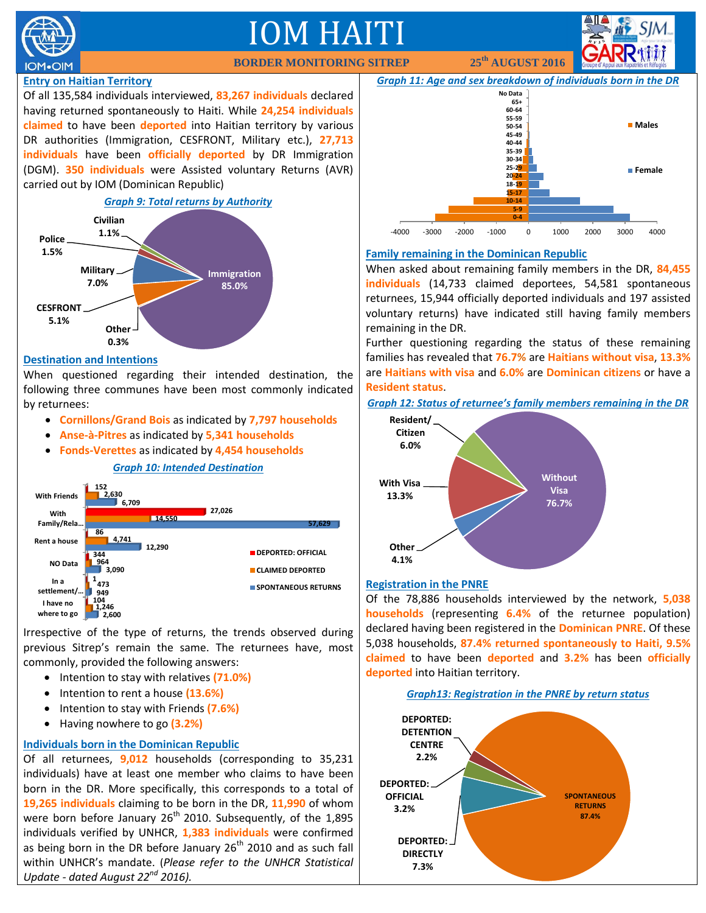# IOM HAITI

**BORDER MONITORING SITREP** — **25th AUGUST 2016**

## Entry on Haitian Territory

Of all 135,584 individuals interviewed, **83,267 individuals** declared having returned spontaneously to Haiti. While **24,254 individuals claimed** to have been **deported** into Haitian territory by various DR authorities (Immigration, CESFRONT, Military etc.), **27,713 individuals** have been **officially deported** by DR Immigration (DGM). **350 individuals** were Assisted voluntary Returns (AVR) carried out by IOM (Dominican Republic)

*Graph 9: Total returns by Authority*

| Authority | % |
|---|---|
| Immigration | 85.0% |
| Military | 7.0% |
| CESFRONT | 5.1% |
| Police | 1.5% |
| Civilian | 1.1% |
| Other | 0.3% |

## Destination and Intentions

When questioned regarding their intended destination, the following three communes have been most commonly indicated by returnees:

- **Cornillons/Grand Bois** as indicated by **7,797 households**
- **Anse-à-Pitres** as indicated by **5,341 households**
- **Fonds-Verettes** as indicated by **4,454 households**

*Graph 10: Intended Destination*

| | DEPORTED: OFFICIAL | CLAIMED DEPORTED | SPONTANEOUS RETURNS |
|---|---|---|---|
| With Friends | 152 | 2,630 | 6,709 |
| With Family/Rela... | 27,026 | 14,550 | 57,629 |
| Rent a house | 86 | 4,741 | 12,290 |
| NO Data | 344 | 964 | 3,090 |
| In a settlement/... | 1 | 473 | 949 |
| I have no where to go | 104 | 1,246 | 2,600 |

Irrespective of the type of returns, the trends observed during previous Sitrep's remain the same. The returnees have, most commonly, provided the following answers:

- Intention to stay with relatives **(71.0%)**
- Intention to rent a house **(13.6%)**
- Intention to stay with Friends **(7.6%)**
- Having nowhere to go **(3.2%)**

## Individuals born in the Dominican Republic

Of all returnees, **9,012** households (corresponding to 35,231 individuals) have at least one member who claims to have been born in the DR. More specifically, this corresponds to a total of **19,265 individuals** claiming to be born in the DR, **11,990** of whom were born before January 26th 2010. Subsequently, of the 1,895 individuals verified by UNHCR, **1,383 individuals** were confirmed as being born in the DR before January 26th 2010 and as such fall within UNHCR's mandate. (*Please refer to the UNHCR Statistical Update - dated August 22nd 2016).*

*Graph 11: Age and sex breakdown of individuals born in the DR*

(Population pyramid: Males and Female by age groups 0-4, 5-9, 10-14, 15-17, 18-19, 20-24, 25-29, 30-34, 35-39, 40-44, 45-49, 50-54, 55-59, 60-64, 65+, No Data; axis from -4000 to 4000)

## Family remaining in the Dominican Republic

When asked about remaining family members in the DR, **84,455 individuals** (14,733 claimed deportees, 54,581 spontaneous returnees, 15,944 officially deported individuals and 197 assisted voluntary returns) have indicated still having family members remaining in the DR.

Further questioning regarding the status of these remaining families has revealed that **76.7%** are **Haitians without visa**, **13.3%** are **Haitians with visa** and **6.0%** are **Dominican citizens** or have a **Resident status**.

*Graph 12: Status of returnee's family members remaining in the DR*

| Status | % |
|---|---|
| Without Visa | 76.7% |
| With Visa | 13.3% |
| Resident/Citizen | 6.0% |
| Other | 4.1% |

## Registration in the PNRE

Of the 78,886 households interviewed by the network, **5,038 households** (representing **6.4%** of the returnee population) declared having been registered in the **Dominican PNRE**. Of these 5,038 households, **87.4% returned spontaneously to Haiti, 9.5% claimed** to have been **deported** and **3.2%** has been **officially deported** into Haitian territory.

*Graph13: Registration in the PNRE by return status*

| Return status | % |
|---|---|
| SPONTANEOUS RETURNS | 87.4% |
| DEPORTED: DIRECTLY | 7.3% |
| DEPORTED: OFFICIAL | 3.2% |
| DEPORTED: DETENTION CENTRE | 2.2% |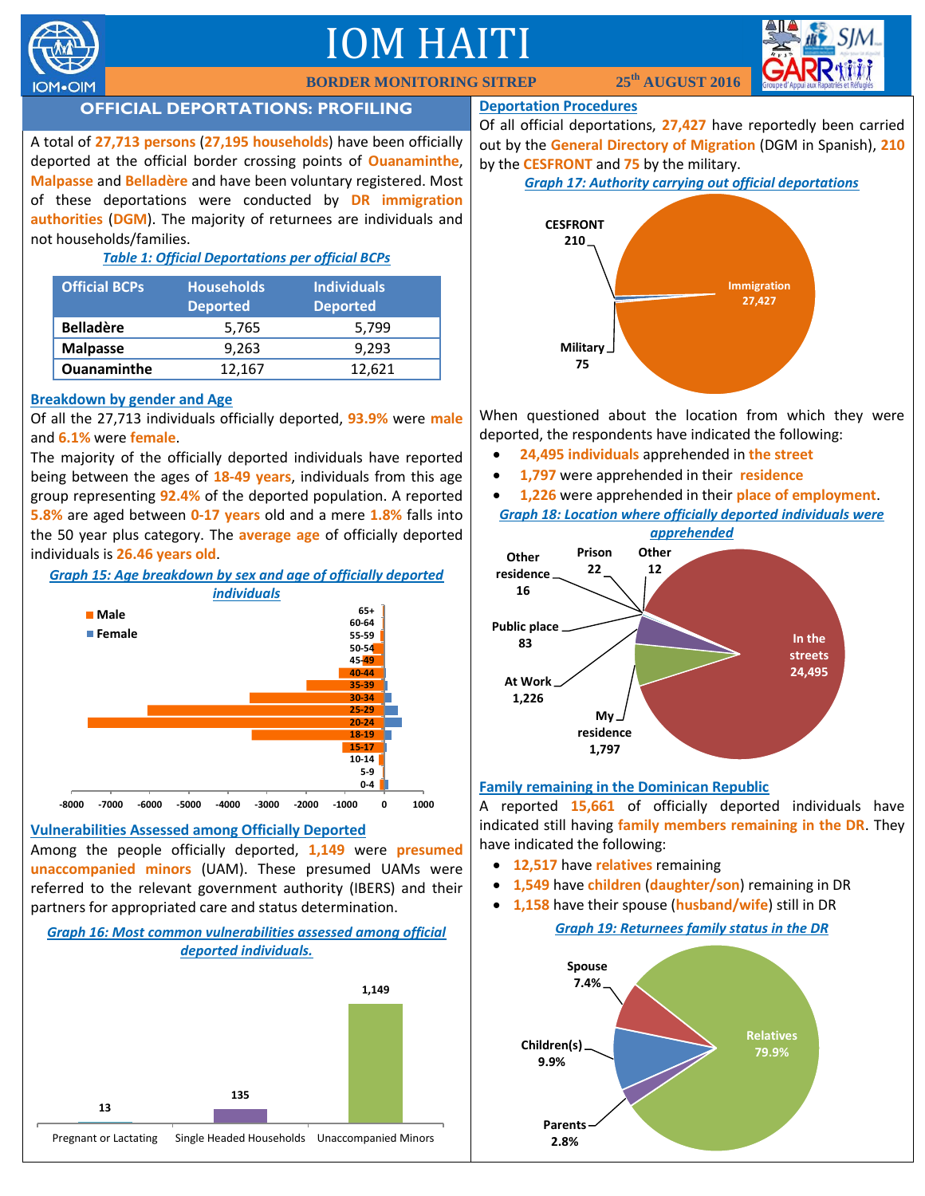# IOM HAITI

**BORDER MONITORING SITREP** **25th AUGUST 2016**

## OFFICIAL DEPORTATIONS: PROFILING

A total of **27,713 persons** (**27,195 households**) have been officially deported at the official border crossing points of **Ouanaminthe**, **Malpasse** and **Belladère** and have been voluntary registered. Most of these deportations were conducted by **DR immigration authorities** (**DGM**). The majority of returnees are individuals and not households/families.

*Table 1: Official Deportations per official BCPs*

| Official BCPs | Households Deported | Individuals Deported |
|---|---|---|
| Belladère | 5,765 | 5,799 |
| Malpasse | 9,263 | 9,293 |
| Ouanaminthe | 12,167 | 12,621 |

### Breakdown by gender and Age

Of all the 27,713 individuals officially deported, **93.9%** were **male** and **6.1%** were **female**.

The majority of the officially deported individuals have reported being between the ages of **18-49 years**, individuals from this age group representing **92.4%** of the deported population. A reported **5.8%** are aged between **0-17 years** old and a mere **1.8%** falls into the 50 year plus category. The **average age** of officially deported individuals is **26.46 years old**.

*Graph 15: Age breakdown by sex and age of officially deported individuals*

### Vulnerabilities Assessed among Officially Deported

Among the people officially deported, **1,149** were **presumed unaccompanied minors** (UAM). These presumed UAMs were referred to the relevant government authority (IBERS) and their partners for appropriated care and status determination.

*Graph 16: Most common vulnerabilities assessed among official deported individuals.*

| Vulnerability | Number |
|---|---|
| Pregnant or Lactating | 13 |
| Single Headed Households | 135 |
| Unaccompanied Minors | 1,149 |

### Deportation Procedures

Of all official deportations, **27,427** have reportedly been carried out by the **General Directory of Migration** (DGM in Spanish), **210** by the **CESFRONT** and **75** by the military.

*Graph 17: Authority carrying out official deportations*

| Authority | Number |
|---|---|
| Immigration | 27,427 |
| CESFRONT | 210 |
| Military | 75 |

When questioned about the location from which they were deported, the respondents have indicated the following:

- **24,495 individuals** apprehended in **the street**
- **1,797** were apprehended in their **residence**
- **1,226** were apprehended in their **place of employment**.

*Graph 18: Location where officially deported individuals were apprehended*

| Location | Number |
|---|---|
| In the streets | 24,495 |
| My residence | 1,797 |
| At Work | 1,226 |
| Public place | 83 |
| Prison | 22 |
| Other residence | 16 |
| Other | 12 |

### Family remaining in the Dominican Republic

A reported **15,661** of officially deported individuals have indicated still having **family members remaining in the DR**. They have indicated the following:

- **12,517** have **relatives** remaining
- **1,549** have **children** (**daughter/son**) remaining in DR
- **1,158** have their spouse (**husband/wife**) still in DR

*Graph 19: Returnees family status in the DR*

| Family | Percentage |
|---|---|
| Relatives | 79.9% |
| Children(s) | 9.9% |
| Spouse | 7.4% |
| Parents | 2.8% |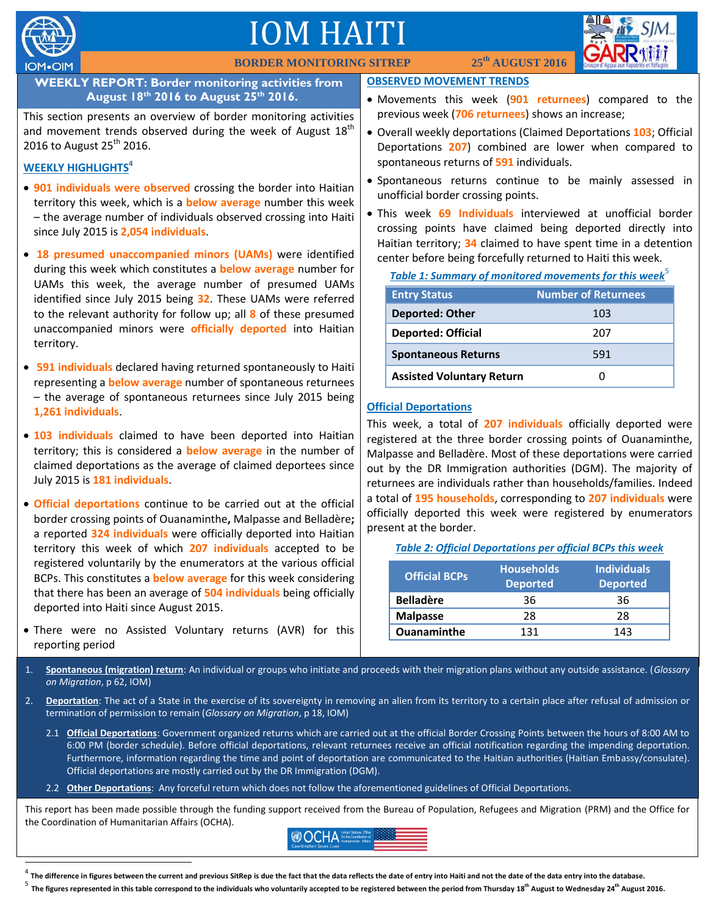# IOM HAITI

**BORDER MONITORING SITREP** — **25th AUGUST 2016**

## WEEKLY REPORT: Border monitoring activities from August 18th 2016 to August 25th 2016.

This section presents an overview of border monitoring activities and movement trends observed during the week of August 18th 2016 to August 25th 2016.

### WEEKLY HIGHLIGHTS[4]

- **901 individuals were observed** crossing the border into Haitian territory this week, which is a **below average** number this week – the average number of individuals observed crossing into Haiti since July 2015 is **2,054 individuals**.
- **18 presumed unaccompanied minors (UAMs)** were identified during this week which constitutes a **below average** number for UAMs this week, the average number of presumed UAMs identified since July 2015 being **32**. These UAMs were referred to the relevant authority for follow up; all **8** of these presumed unaccompanied minors were **officially deported** into Haitian territory.
- **591 individuals** declared having returned spontaneously to Haiti representing a **below average** number of spontaneous returnees – the average of spontaneous returnees since July 2015 being **1,261 individuals**.
- **103 individuals** claimed to have been deported into Haitian territory; this is considered a **below average** in the number of claimed deportations as the average of claimed deportees since July 2015 is **181 individuals**.
- **Official deportations** continue to be carried out at the official border crossing points of Ouanaminthe, Malpasse and Belladère; a reported **324 individuals** were officially deported into Haitian territory this week of which **207 individuals** accepted to be registered voluntarily by the enumerators at the various official BCPs. This constitutes a **below average** for this week considering that there has been an average of **504 individuals** being officially deported into Haiti since August 2015.
- There were no Assisted Voluntary returns (AVR) for this reporting period

### OBSERVED MOVEMENT TRENDS

- Movements this week (**901 returnees**) compared to the previous week (**706 returnees**) shows an increase;
- Overall weekly deportations (Claimed Deportations **103**; Official Deportations **207**) combined are lower when compared to spontaneous returns of **591** individuals.
- Spontaneous returns continue to be mainly assessed in unofficial border crossing points.
- This week **69 Individuals** interviewed at unofficial border crossing points have claimed being deported directly into Haitian territory; **34** claimed to have spent time in a detention center before being forcefully returned to Haiti this week.

*Table 1: Summary of monitored movements for this week*[5]

| Entry Status | Number of Returnees |
|---|---|
| Deported: Other | 103 |
| Deported: Official | 207 |
| Spontaneous Returns | 591 |
| Assisted Voluntary Return | 0 |

### Official Deportations

This week, a total of **207 individuals** officially deported were registered at the three border crossing points of Ouanaminthe, Malpasse and Belladère. Most of these deportations were carried out by the DR Immigration authorities (DGM). The majority of returnees are individuals rather than households/families. Indeed a total of **195 households**, corresponding to **207 individuals** were officially deported this week were registered by enumerators present at the border.

*Table 2: Official Deportations per official BCPs this week*

| Official BCPs | Households Deported | Individuals Deported |
|---|---|---|
| Belladère | 36 | 36 |
| Malpasse | 28 | 28 |
| Ouanaminthe | 131 | 143 |

1. **Spontaneous (migration) return**: An individual or groups who initiate and proceeds with their migration plans without any outside assistance. (*Glossary on Migration*, p 62, IOM)
2. **Deportation**: The act of a State in the exercise of its sovereignty in removing an alien from its territory to a certain place after refusal of admission or termination of permission to remain (*Glossary on Migration*, p 18, IOM)
   - 2.1 **Official Deportations**: Government organized returns which are carried out at the official Border Crossing Points between the hours of 8:00 AM to 6:00 PM (border schedule). Before official deportations, relevant returnees receive an official notification regarding the impending deportation. Furthermore, information regarding the time and point of deportation are communicated to the Haitian authorities (Haitian Embassy/consulate). Official deportations are mostly carried out by the DR Immigration (DGM).
   - 2.2 **Other Deportations**: Any forceful return which does not follow the aforementioned guidelines of Official Deportations.

This report has been made possible through the funding support received from the Bureau of Population, Refugees and Migration (PRM) and the Office for the Coordination of Humanitarian Affairs (OCHA).

[4] **The difference in figures between the current and previous SitRep is due the fact that the data reflects the date of entry into Haiti and not the date of the data entry into the database.**

[5] **The figures represented in this table correspond to the individuals who voluntarily accepted to be registered between the period from Thursday 18th August to Wednesday 24th August 2016.**